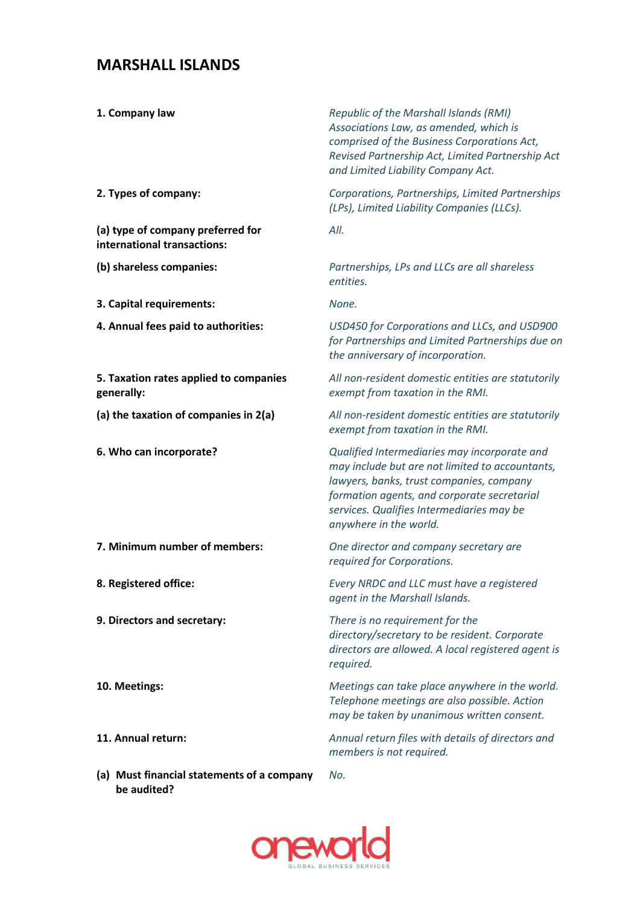# MARSHALL ISLANDS

| | |
|---|---|
| **1. Company law** | *Republic of the Marshall Islands (RMI) Associations Law, as amended, which is comprised of the Business Corporations Act, Revised Partnership Act, Limited Partnership Act and Limited Liability Company Act.* |
| **2. Types of company:** | *Corporations, Partnerships, Limited Partnerships (LPs), Limited Liability Companies (LLCs).* |
| **(a) type of company preferred for international transactions:** | *All.* |
| **(b) shareless companies:** | *Partnerships, LPs and LLCs are all shareless entities.* |
| **3. Capital requirements:** | *None.* |
| **4. Annual fees paid to authorities:** | *USD450 for Corporations and LLCs, and USD900 for Partnerships and Limited Partnerships due on the anniversary of incorporation.* |
| **5. Taxation rates applied to companies generally:** | *All non-resident domestic entities are statutorily exempt from taxation in the RMI.* |
| **(a) the taxation of companies in 2(a)** | *All non-resident domestic entities are statutorily exempt from taxation in the RMI.* |
| **6. Who can incorporate?** | *Qualified Intermediaries may incorporate and may include but are not limited to accountants, lawyers, banks, trust companies, company formation agents, and corporate secretarial services. Qualifies Intermediaries may be anywhere in the world.* |
| **7. Minimum number of members:** | *One director and company secretary are required for Corporations.* |
| **8. Registered office:** | *Every NRDC and LLC must have a registered agent in the Marshall Islands.* |
| **9. Directors and secretary:** | *There is no requirement for the directory/secretary to be resident. Corporate directors are allowed. A local registered agent is required.* |
| **10. Meetings:** | *Meetings can take place anywhere in the world. Telephone meetings are also possible. Action may be taken by unanimous written consent.* |
| **11. Annual return:** | *Annual return files with details of directors and members is not required.* |
| **(a) Must financial statements of a company be audited?** | *No.* |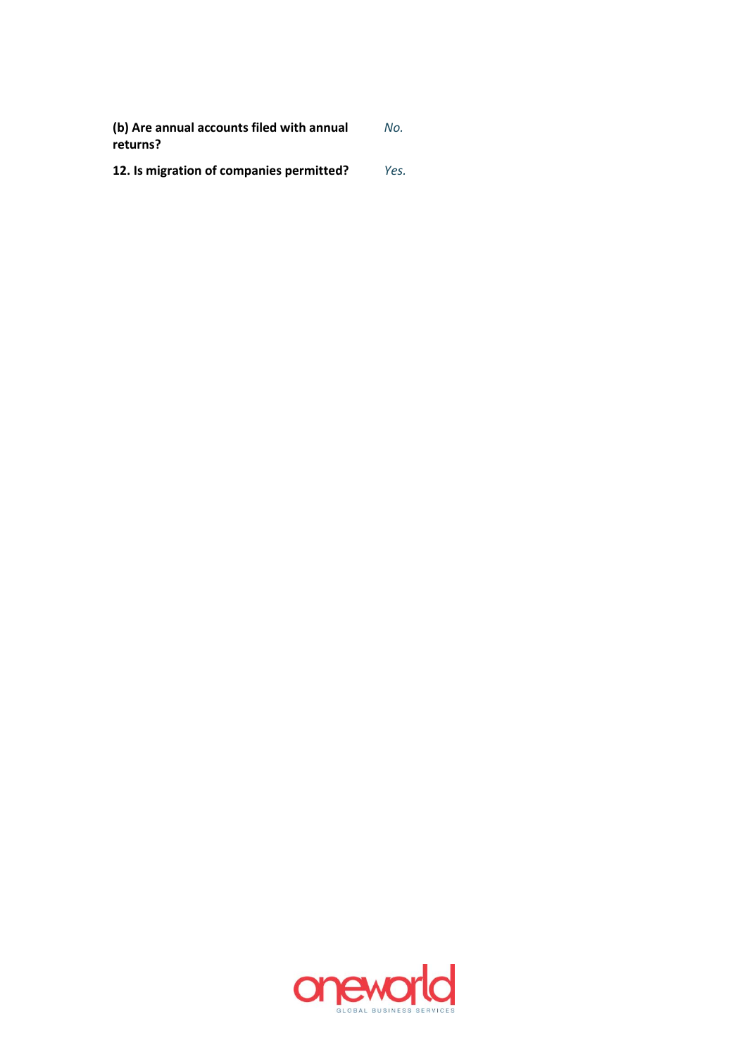| | |
|---|---|
| **(b) Are annual accounts filed with annual returns?** | *No.* |
| **12. Is migration of companies permitted?** | *Yes.* |